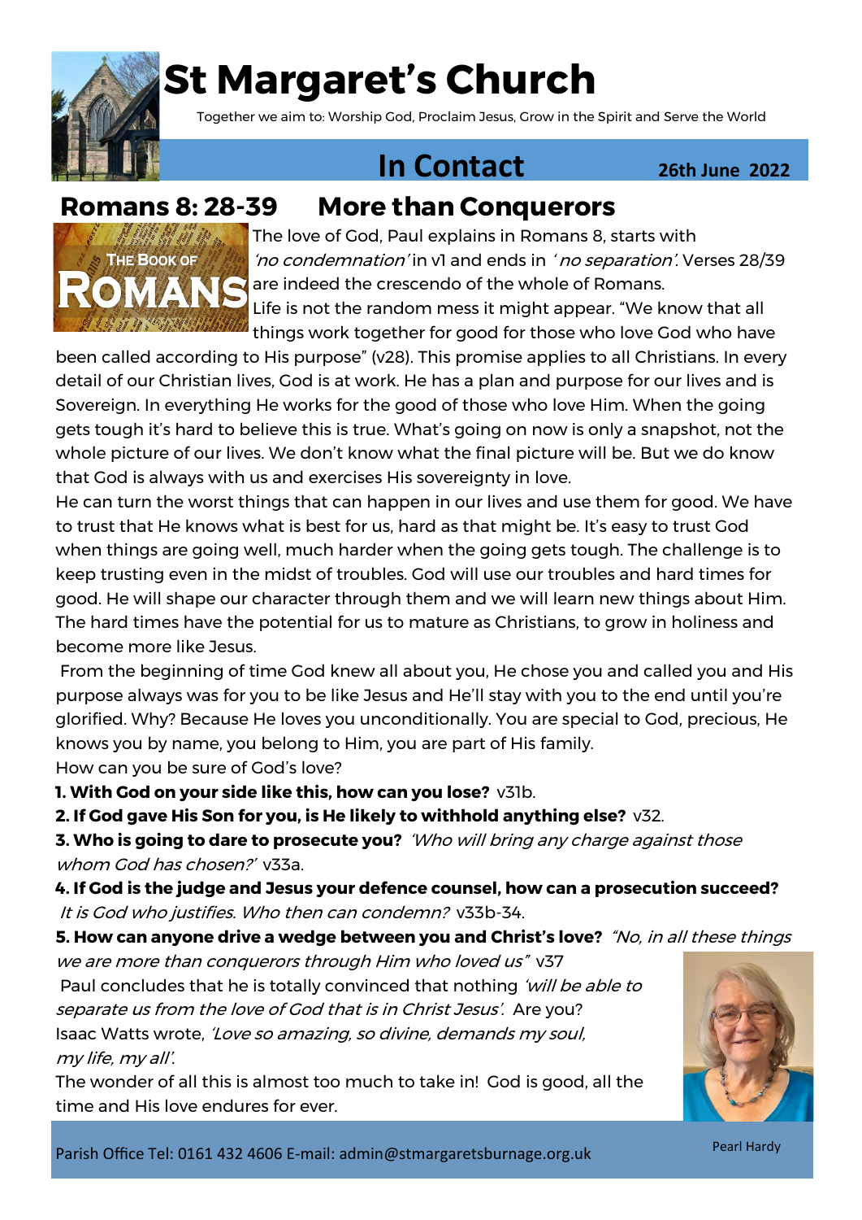# St Margaret's Church

Together we aim to: Worship God, Proclaim Jesus, Grow in the Spirit and Serve the World

## In Contact

**26th June 2022**

## Romans 8: 28-39 More than Conquerors

The love of God, Paul explains in Romans 8, starts with *'no condemnation'* in v1 and ends in *' no separation'.* Verses 28/39 are indeed the crescendo of the whole of Romans.

Life is not the random mess it might appear. "We know that all things work together for good for those who love God who have been called according to His purpose" (v28). This promise applies to all Christians. In every detail of our Christian lives, God is at work. He has a plan and purpose for our lives and is Sovereign. In everything He works for the good of those who love Him. When the going gets tough it's hard to believe this is true. What's going on now is only a snapshot, not the whole picture of our lives. We don't know what the final picture will be. But we do know that God is always with us and exercises His sovereignty in love.

He can turn the worst things that can happen in our lives and use them for good. We have to trust that He knows what is best for us, hard as that might be. It's easy to trust God when things are going well, much harder when the going gets tough. The challenge is to keep trusting even in the midst of troubles. God will use our troubles and hard times for good. He will shape our character through them and we will learn new things about Him. The hard times have the potential for us to mature as Christians, to grow in holiness and become more like Jesus.

From the beginning of time God knew all about you, He chose you and called you and His purpose always was for you to be like Jesus and He'll stay with you to the end until you're glorified. Why? Because He loves you unconditionally. You are special to God, precious, He knows you by name, you belong to Him, you are part of His family.

How can you be sure of God's love?

1. **With God on your side like this, how can you lose?** v31b.
2. **If God gave His Son for you, is He likely to withhold anything else?** v32.
3. **Who is going to dare to prosecute you?** *'Who will bring any charge against those whom God has chosen?'* v33a.
4. **If God is the judge and Jesus your defence counsel, how can a prosecution succeed?** *It is God who justifies. Who then can condemn?* v33b-34.
5. **How can anyone drive a wedge between you and Christ's love?** *"No, in all these things we are more than conquerors through Him who loved us"* v37

Paul concludes that he is totally convinced that nothing *'will be able to separate us from the love of God that is in Christ Jesus'.* Are you?

Isaac Watts wrote, *'Love so amazing, so divine, demands my soul, my life, my all'.*

The wonder of all this is almost too much to take in! God is good, all the time and His love endures for ever.

Pearl Hardy

Parish Office Tel: 0161 432 4606 E-mail: admin@stmargaretsburnage.org.uk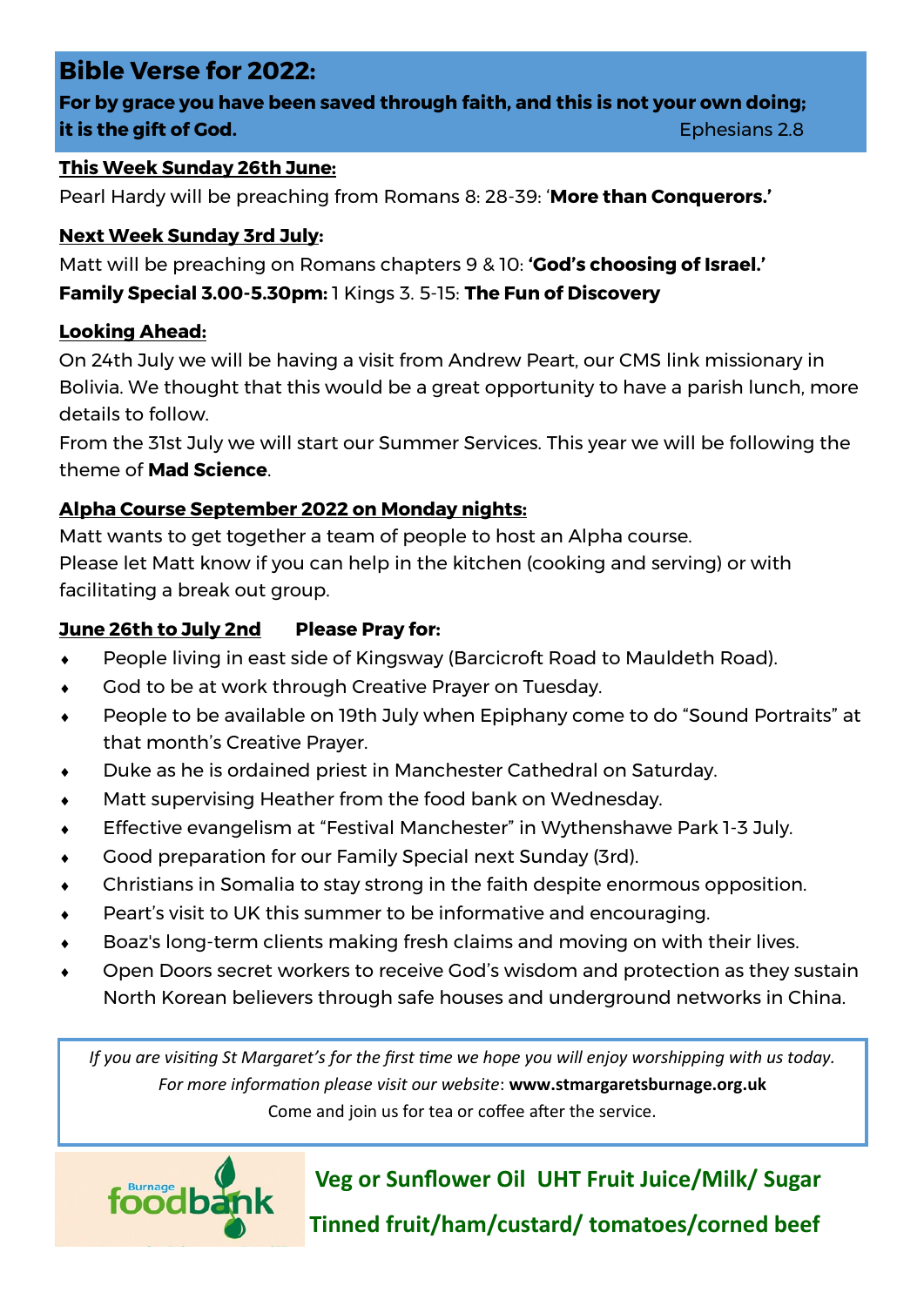## Bible Verse for 2022:

**For by grace you have been saved through faith, and this is not your own doing; it is the gift of God.** Ephesians 2.8

**This Week Sunday 26th June:**

Pearl Hardy will be preaching from Romans 8: 28-39: '**More than Conquerors.'**

**Next Week Sunday 3rd July:**

Matt will be preaching on Romans chapters 9 & 10: **'God's choosing of Israel.'**

**Family Special 3.00-5.30pm:** 1 Kings 3. 5-15: **The Fun of Discovery**

**Looking Ahead:**

On 24th July we will be having a visit from Andrew Peart, our CMS link missionary in Bolivia. We thought that this would be a great opportunity to have a parish lunch, more details to follow.

From the 31st July we will start our Summer Services. This year we will be following the theme of **Mad Science**.

**Alpha Course September 2022 on Monday nights:**

Matt wants to get together a team of people to host an Alpha course.

Please let Matt know if you can help in the kitchen (cooking and serving) or with facilitating a break out group.

**June 26th to July 2nd** **Please Pray for:**

- People living in east side of Kingsway (Barcicroft Road to Mauldeth Road).
- God to be at work through Creative Prayer on Tuesday.
- People to be available on 19th July when Epiphany come to do "Sound Portraits" at that month's Creative Prayer.
- Duke as he is ordained priest in Manchester Cathedral on Saturday.
- Matt supervising Heather from the food bank on Wednesday.
- Effective evangelism at "Festival Manchester" in Wythenshawe Park 1-3 July.
- Good preparation for our Family Special next Sunday (3rd).
- Christians in Somalia to stay strong in the faith despite enormous opposition.
- Peart's visit to UK this summer to be informative and encouraging.
- Boaz's long-term clients making fresh claims and moving on with their lives.
- Open Doors secret workers to receive God's wisdom and protection as they sustain North Korean believers through safe houses and underground networks in China.

*If you are visiting St Margaret's for the first time we hope you will enjoy worshipping with us today.*
*For more information please visit our website*: **www.stmargaretsburnage.org.uk**
Come and join us for tea or coffee after the service.

Burnage foodbank

**Veg or Sunflower Oil UHT Fruit Juice/Milk/ Sugar**

**Tinned fruit/ham/custard/ tomatoes/corned beef**